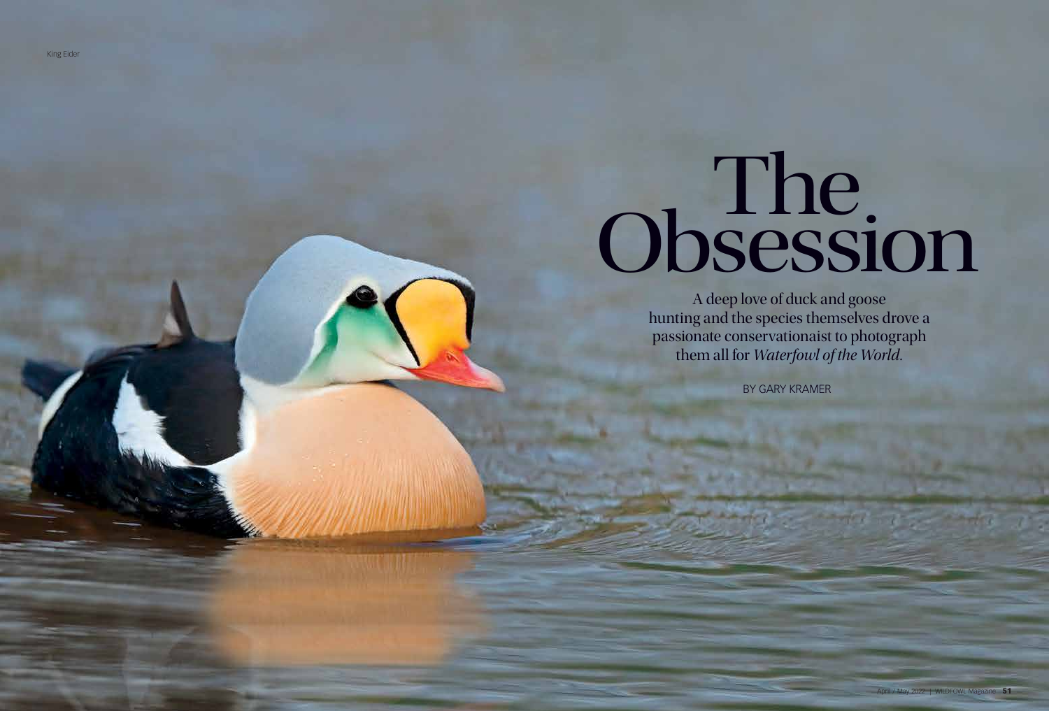King Eider

# The Obsession

A deep love of duck and goose hunting and the species themselves drove a passionate conservationist to photograph them all for *Waterfowl of the World.*

BY GARY KRAMER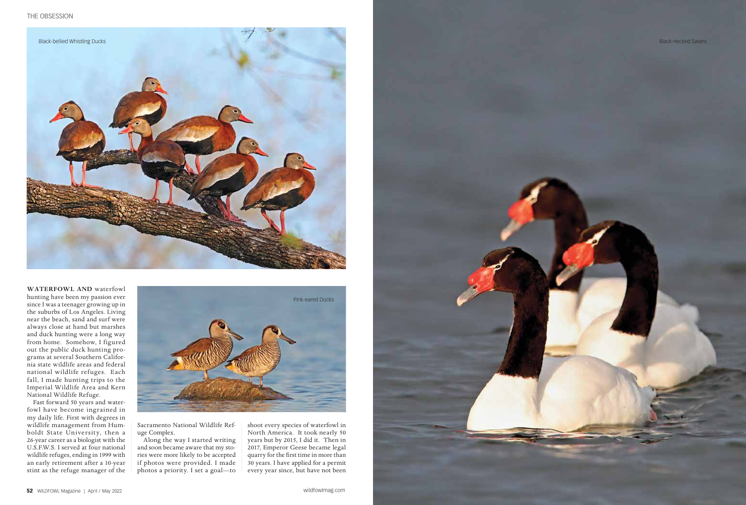Black-bellied Whistling Ducks

Black-necked Swans

Pink-eared Ducks

**WATERFOWL AND** waterfowl hunting have been my passion ever since I was a teenager growing up in the suburbs of Los Angeles. Living near the beach, sand and surf were always close at hand but marshes and duck hunting were a long way from home. Somehow, I figured out the public duck hunting programs at several Southern California state wildlife areas and federal national wildlife refuges. Each fall, I made hunting trips to the Imperial Wildlife Area and Kern National Wildlife Refuge.

Fast forward 50 years and waterfowl have become ingrained in my daily life. First with degrees in wildlife management from Humboldt State University, then a 26-year career as a biologist with the U.S.F.W.S. I served at four national wildlife refuges, ending in 1999 with an early retirement after a 10-year stint as the refuge manager of the Sacramento National Wildlife Refuge Complex.

Along the way I started writing and soon became aware that my stories were more likely to be accepted if photos were provided. I made photos a priority. I set a goal—to shoot every species of waterfowl in North America. It took nearly 50 years but by 2015, I did it. Then in 2017, Emperor Geese became legal quarry for the first time in more than 30 years. I have applied for a permit every year since, but have not been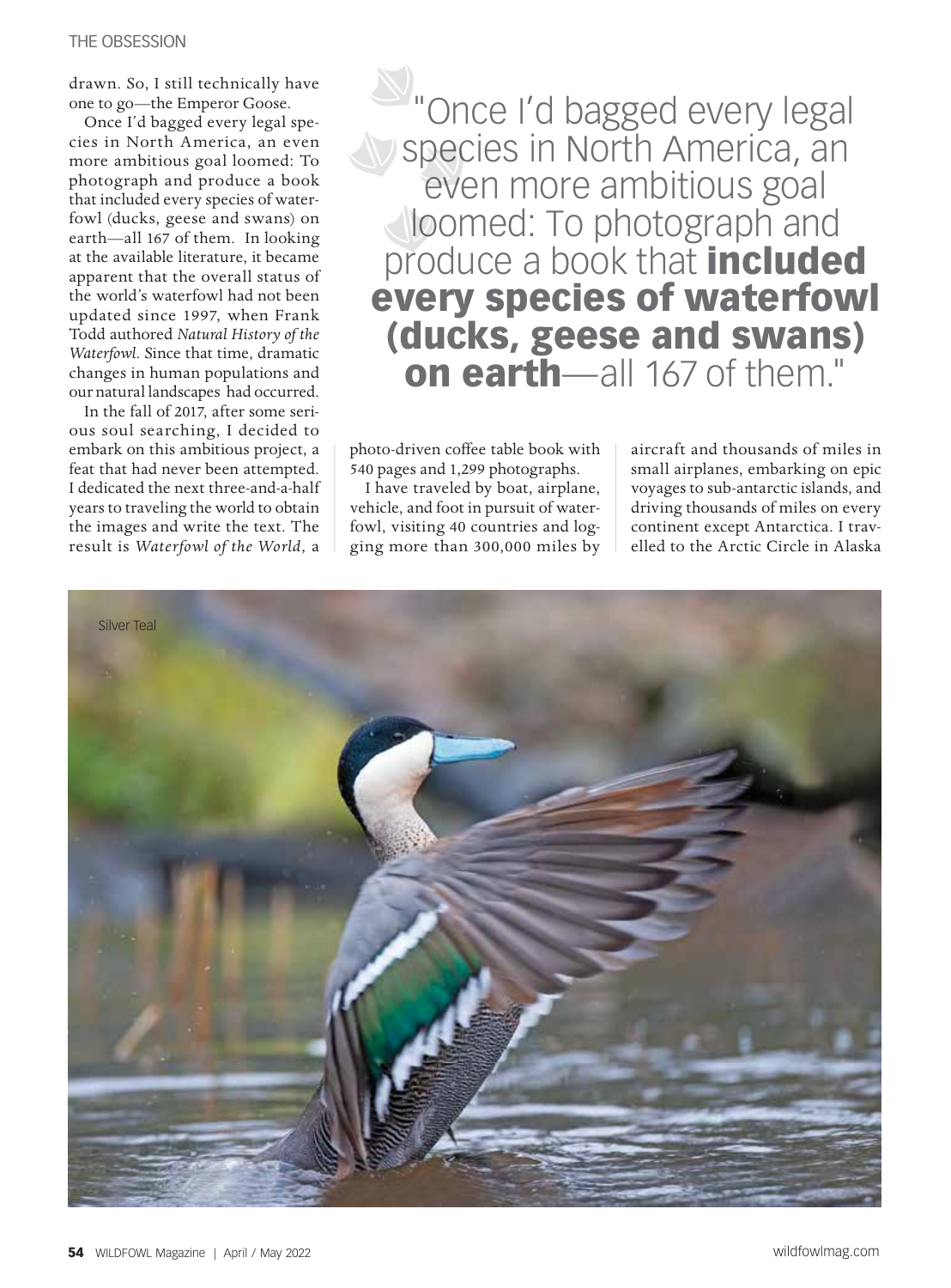drawn. So, I still technically have one to go—the Emperor Goose.

Once I'd bagged every legal species in North America, an even more ambitious goal loomed: To photograph and produce a book that included every species of waterfowl (ducks, geese and swans) on earth—all 167 of them. In looking at the available literature, it became apparent that the overall status of the world's waterfowl had not been updated since 1997, when Frank Todd authored *Natural History of the Waterfowl*. Since that time, dramatic changes in human populations and our natural landscapes had occurred.

In the fall of 2017, after some serious soul searching, I decided to embark on this ambitious project, a feat that had never been attempted. I dedicated the next three-and-a-half years to traveling the world to obtain the images and write the text. The result is *Waterfowl of the World*, a photo-driven coffee table book with 540 pages and 1,299 photographs.

> "Once I'd bagged every legal species in North America, an even more ambitious goal loomed: To photograph and produce a book that **included every species of waterfowl (ducks, geese and swans) on earth**—all 167 of them."

I have traveled by boat, airplane, vehicle, and foot in pursuit of waterfowl, visiting 40 countries and logging more than 300,000 miles by aircraft and thousands of miles in small airplanes, embarking on epic voyages to sub-antarctic islands, and driving thousands of miles on every continent except Antarctica. I travelled to the Arctic Circle in Alaska

Silver Teal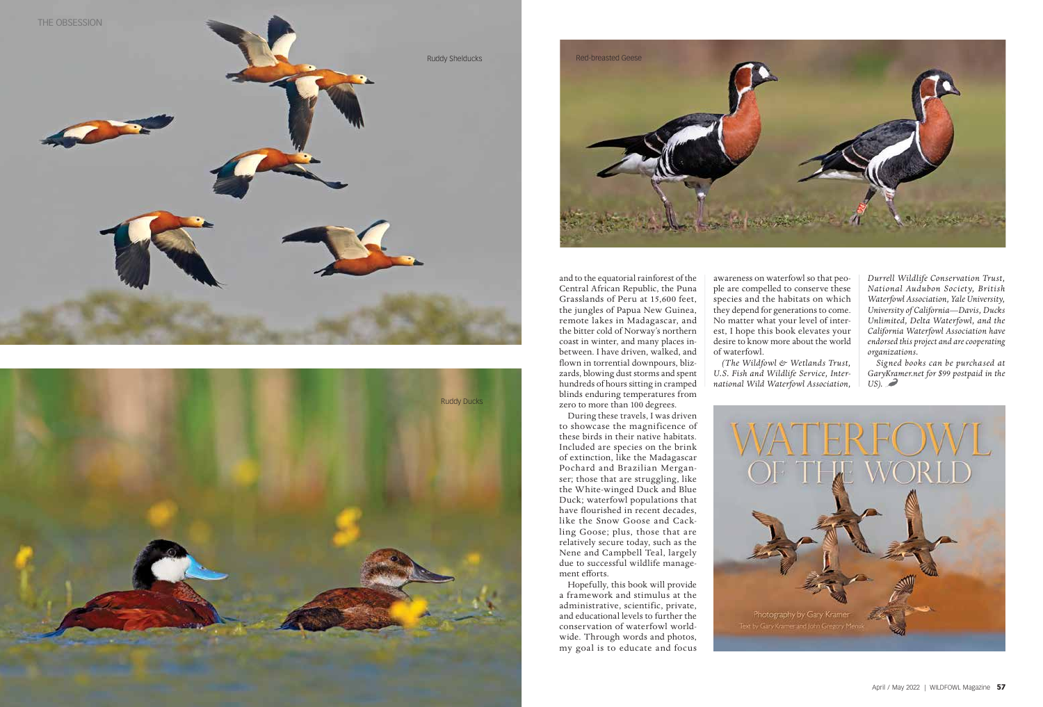Ruddy Shelducks

Red-breasted Geese

Ruddy Ducks

and to the equatorial rainforest of the Central African Republic, the Puna Grasslands of Peru at 15,600 feet, the jungles of Papua New Guinea, remote lakes in Madagascar, and the bitter cold of Norway's northern coast in winter, and many places in-between. I have driven, walked, and flown in torrential downpours, blizzards, blowing dust storms and spent hundreds of hours sitting in cramped blinds enduring temperatures from zero to more than 100 degrees.

During these travels, I was driven to showcase the magnificence of these birds in their native habitats. Included are species on the brink of extinction, like the Madagascar Pochard and Brazilian Merganser; those that are struggling, like the White-winged Duck and Blue Duck; waterfowl populations that have flourished in recent decades, like the Snow Goose and Cackling Goose; plus, those that are relatively secure today, such as the Nene and Campbell Teal, largely due to successful wildlife management efforts.

Hopefully, this book will provide a framework and stimulus at the administrative, scientific, private, and educational levels to further the conservation of waterfowl worldwide. Through words and photos, my goal is to educate and focus awareness on waterfowl so that people are compelled to conserve these species and the habitats on which they depend for generations to come. No matter what your level of interest, I hope this book elevates your desire to know more about the world of waterfowl.

*(The Wildfowl & Wetlands Trust, U.S. Fish and Wildlife Service, International Wild Waterfowl Association, Durrell Wildlife Conservation Trust, National Audubon Society, British Waterfowl Association, Yale University, University of California—Davis, Ducks Unlimited, Delta Waterfowl, and the California Waterfowl Association have endorsed this project and are cooperating organizations.*

*Signed books can be purchased at GaryKramer.net for $99 postpaid in the US).*

WATERFOWL OF THE WORLD

Photography by Gary Kramer

Text by Gary Kramer and John Gregory Mensik